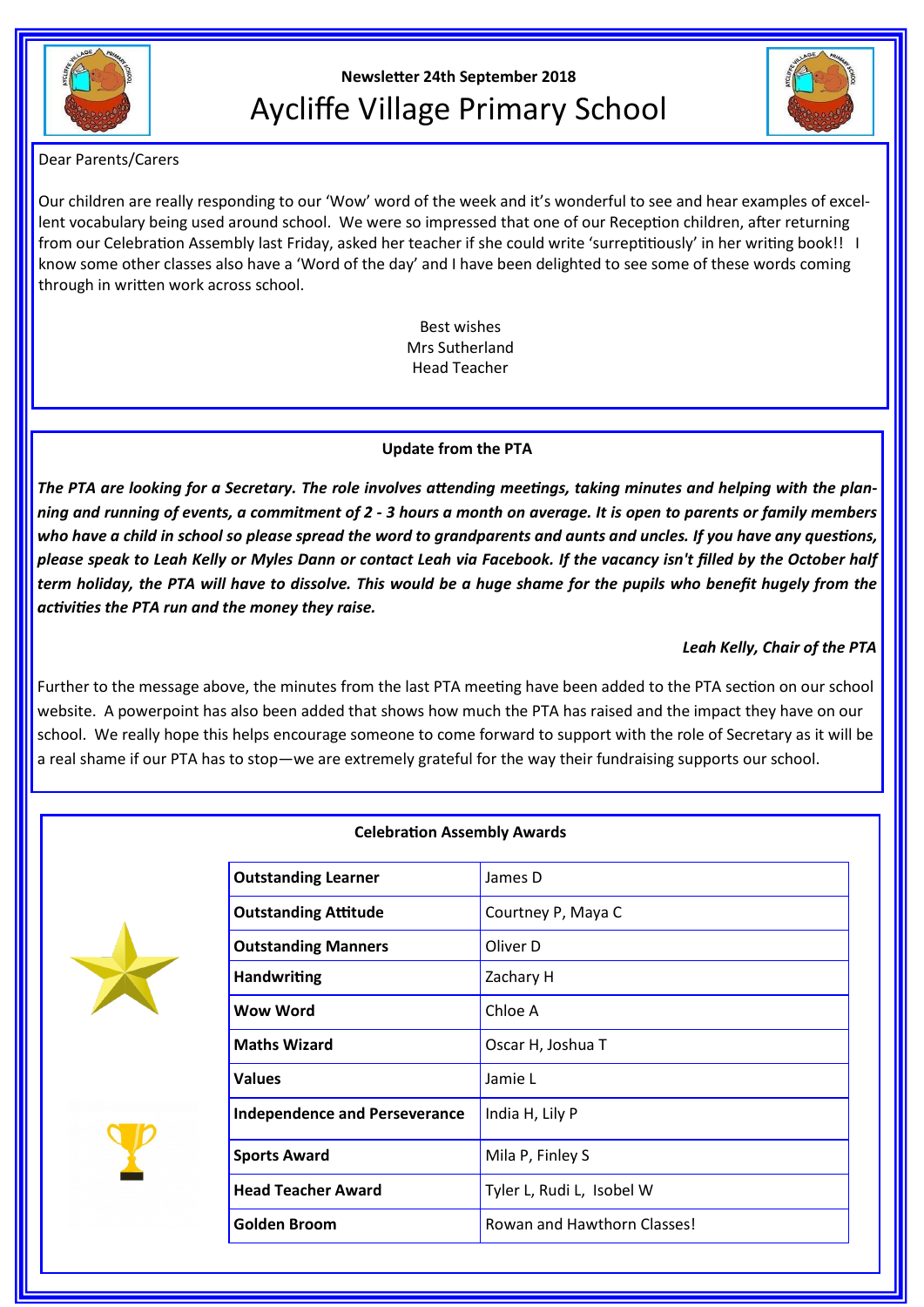**Newsletter 24th September 2018**

# Aycliffe Village Primary School

Dear Parents/Carers

Our children are really responding to our 'Wow' word of the week and it's wonderful to see and hear examples of excellent vocabulary being used around school. We were so impressed that one of our Reception children, after returning from our Celebration Assembly last Friday, asked her teacher if she could write 'surreptitiously' in her writing book!! I know some other classes also have a 'Word of the day' and I have been delighted to see some of these words coming through in written work across school.

Best wishes
Mrs Sutherland
Head Teacher

**Update from the PTA**

***The PTA are looking for a Secretary. The role involves attending meetings, taking minutes and helping with the planning and running of events, a commitment of 2 - 3 hours a month on average. It is open to parents or family members who have a child in school so please spread the word to grandparents and aunts and uncles. If you have any questions, please speak to Leah Kelly or Myles Dann or contact Leah via Facebook. If the vacancy isn't filled by the October half term holiday, the PTA will have to dissolve. This would be a huge shame for the pupils who benefit hugely from the activities the PTA run and the money they raise.***

***Leah Kelly, Chair of the PTA***

Further to the message above, the minutes from the last PTA meeting have been added to the PTA section on our school website. A powerpoint has also been added that shows how much the PTA has raised and the impact they have on our school. We really hope this helps encourage someone to come forward to support with the role of Secretary as it will be a real shame if our PTA has to stop—we are extremely grateful for the way their fundraising supports our school.

**Celebration Assembly Awards**

| Award | Recipient(s) |
|---|---|
| **Outstanding Learner** | James D |
| **Outstanding Attitude** | Courtney P, Maya C |
| **Outstanding Manners** | Oliver D |
| **Handwriting** | Zachary H |
| **Wow Word** | Chloe A |
| **Maths Wizard** | Oscar H, Joshua T |
| **Values** | Jamie L |
| **Independence and Perseverance** | India H, Lily P |
| **Sports Award** | Mila P, Finley S |
| **Head Teacher Award** | Tyler L, Rudi L, Isobel W |
| **Golden Broom** | Rowan and Hawthorn Classes! |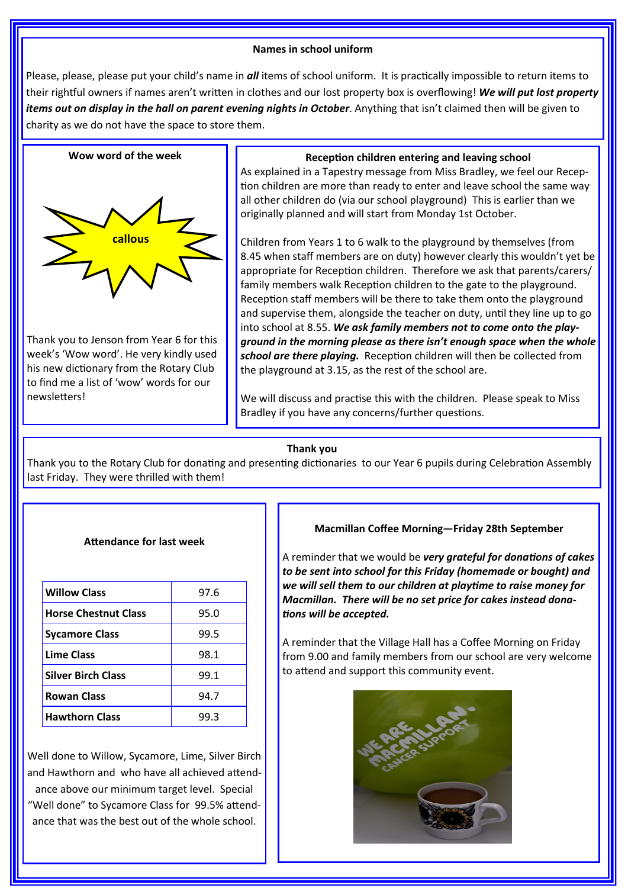### Names in school uniform

Please, please, please put your child's name in ***all*** items of school uniform. It is practically impossible to return items to their rightful owners if names aren't written in clothes and our lost property box is overflowing! ***We will put lost property items out on display in the hall on parent evening nights in October***. Anything that isn't claimed then will be given to charity as we do not have the space to store them.

### Wow word of the week

callous

Thank you to Jenson from Year 6 for this week's 'Wow word'. He very kindly used his new dictionary from the Rotary Club to find me a list of 'wow' words for our newsletters!

### Reception children entering and leaving school

As explained in a Tapestry message from Miss Bradley, we feel our Reception children are more than ready to enter and leave school the same way all other children do (via our school playground) This is earlier than we originally planned and will start from Monday 1st October.

Children from Years 1 to 6 walk to the playground by themselves (from 8.45 when staff members are on duty) however clearly this wouldn't yet be appropriate for Reception children. Therefore we ask that parents/carers/family members walk Reception children to the gate to the playground. Reception staff members will be there to take them onto the playground and supervise them, alongside the teacher on duty, until they line up to go into school at 8.55. ***We ask family members not to come onto the playground in the morning please as there isn't enough space when the whole school are there playing.*** Reception children will then be collected from the playground at 3.15, as the rest of the school are.

We will discuss and practise this with the children. Please speak to Miss Bradley if you have any concerns/further questions.

### Thank you

Thank you to the Rotary Club for donating and presenting dictionaries to our Year 6 pupils during Celebration Assembly last Friday. They were thrilled with them!

### Attendance for last week

| | |
|---|---|
| **Willow Class** | 97.6 |
| **Horse Chestnut Class** | 95.0 |
| **Sycamore Class** | 99.5 |
| **Lime Class** | 98.1 |
| **Silver Birch Class** | 99.1 |
| **Rowan Class** | 94.7 |
| **Hawthorn Class** | 99.3 |

Well done to Willow, Sycamore, Lime, Silver Birch and Hawthorn and who have all achieved attendance above our minimum target level. Special "Well done" to Sycamore Class for 99.5% attendance that was the best out of the whole school.

### Macmillan Coffee Morning—Friday 28th September

A reminder that we would be ***very grateful for donations of cakes to be sent into school for this Friday (homemade or bought) and we will sell them to our children at playtime to raise money for Macmillan. There will be no set price for cakes instead donations will be accepted.***

A reminder that the Village Hall has a Coffee Morning on Friday from 9.00 and family members from our school are very welcome to attend and support this community event.